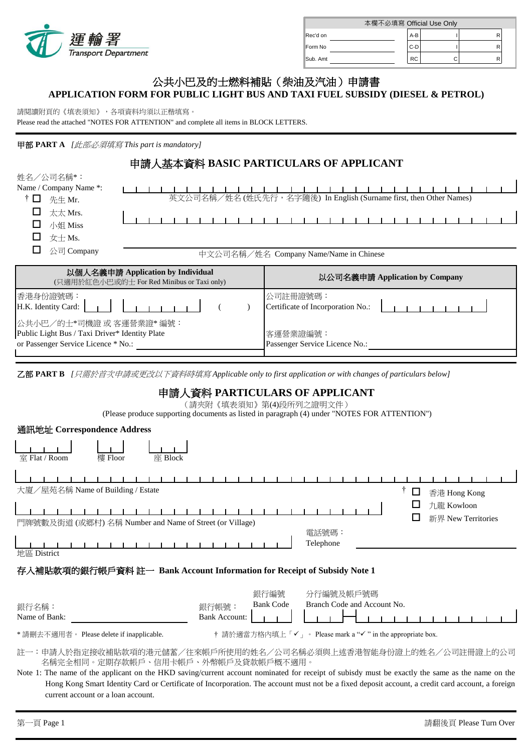運輸署
Transport Department

| 本欄不必填寫 Official Use Only | | | | |
|---|---|---|---|---|
| Rec'd on | | A-B | I | R |
| Form No | | C-D | I | R |
| Sub. Amt | | RC | C | R |

# 公共小巴及的士燃料補貼（柴油及汽油）申請書
# APPLICATION FORM FOR PUBLIC LIGHT BUS AND TAXI FUEL SUBSIDY (DIESEL & PETROL)

請閱讀附頁的《填表須知》，各項資料均須以正楷填寫。
Please read the attached "NOTES FOR ATTENTION" and complete all items in BLOCK LETTERS.

**甲部 PART A** *[此部必須填寫 This part is mandatory]*

## 申請人基本資料 BASIC PARTICULARS OF APPLICANT

姓名／公司名稱*：
Name / Company Name *:

† ☐ 先生 Mr.
☐ 太太 Mrs.
☐ 小姐 Miss
☐ 女士 Ms.
☐ 公司 Company

英文公司名稱／姓名 (姓氏先行，名字隨後) In English (Surname first, then Other Names)

中文公司名稱／姓名 Company Name/Name in Chinese

| 以個人名義申請 Application by Individual (只適用於紅色小巴或的士 For Red Minibus or Taxi only) | 以公司名義申請 Application by Company |
|---|---|
| 香港身份證號碼：H.K. Identity Card: ( ) | 公司註冊證號碼：Certificate of Incorporation No.: |
| 公共小巴／的士*司機證 或 客運營業證* 編號：Public Light Bus / Taxi Driver* Identity Plate or Passenger Service Licence * No.: | 客運營業證編號：Passenger Service Licence No.: |

**乙部 PART B** *[只需於首次申請或更改以下資料時填寫 Applicable only to first application or with changes of particulars below]*

## 申請人資料 PARTICULARS OF APPLICANT

（請夾附《填表須知》第(4)段所列之證明文件）
(Please produce supporting documents as listed in paragraph (4) under "NOTES FOR ATTENTION")

### 通訊地址 Correspondence Address

室 Flat / Room　　樓 Floor　　座 Block

大廈／屋苑名稱 Name of Building / Estate

門牌號數及街道 (或鄉村) 名稱 Number and Name of Street (or Village)

地區 District

† ☐ 香港 Hong Kong
☐ 九龍 Kowloon
☐ 新界 New Territories

電話號碼：
Telephone

### 存入補貼款項的銀行帳戶資料 註一 Bank Account Information for Receipt of Subsidy Note 1

銀行名稱：
Name of Bank:

銀行帳號：
Bank Account:

銀行編號
Bank Code

分行編號及帳戶號碼
Branch Code and Account No.

\* 請刪去不適用者。 Please delete if inapplicable.

† 請於適當方格內填上「✓」。 Please mark a "✓" in the appropriate box.

註一：申請人於指定接收補貼款項的港元儲蓄／往來帳戶所使用的姓名／公司名稱必須與上述香港智能身份證上的姓名／公司註冊證上的公司名稱完全相同。定期存款帳戶、信用卡帳戶、外幣帳戶及貸款帳戶概不適用。

Note 1: The name of the applicant on the HKD saving/current account nominated for receipt of subsidy must be exactly the same as the name on the Hong Kong Smart Identity Card or Certificate of Incorporation. The account must not be a fixed deposit account, a credit card account, a foreign current account or a loan account.

請翻後頁 Please Turn Over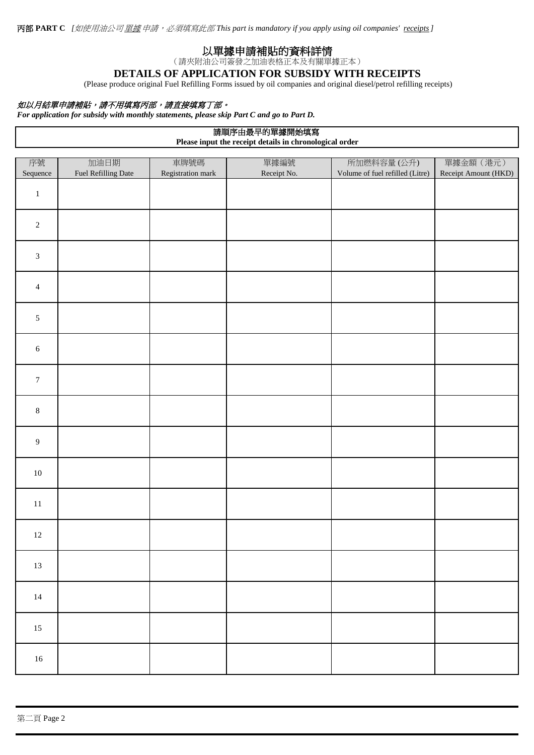丙部 **PART C** *[如使用油公司單據申請，必須填寫此部 This part is mandatory if you apply using oil companies' receipts]*

# 以單據申請補貼的資料詳情

（請夾附油公司簽發之加油表格正本及有關單據正本）

## DETAILS OF APPLICATION FOR SUBSIDY WITH RECEIPTS

(Please produce original Fuel Refilling Forms issued by oil companies and original diesel/petrol refilling receipts)

***如以月結單申請補貼，請不用填寫丙部，請直接填寫丁部。***
***For application for subsidy with monthly statements, please skip Part C and go to Part D.***

**請順序由最早的單據開始填寫**
**Please input the receipt details in chronological order**

| 序號 Sequence | 加油日期 Fuel Refilling Date | 車牌號碼 Registration mark | 單據編號 Receipt No. | 所加燃料容量 (公升) Volume of fuel refilled (Litre) | 單據金額（港元） Receipt Amount (HKD) |
|---|---|---|---|---|---|
| 1 | | | | | |
| 2 | | | | | |
| 3 | | | | | |
| 4 | | | | | |
| 5 | | | | | |
| 6 | | | | | |
| 7 | | | | | |
| 8 | | | | | |
| 9 | | | | | |
| 10 | | | | | |
| 11 | | | | | |
| 12 | | | | | |
| 13 | | | | | |
| 14 | | | | | |
| 15 | | | | | |
| 16 | | | | | |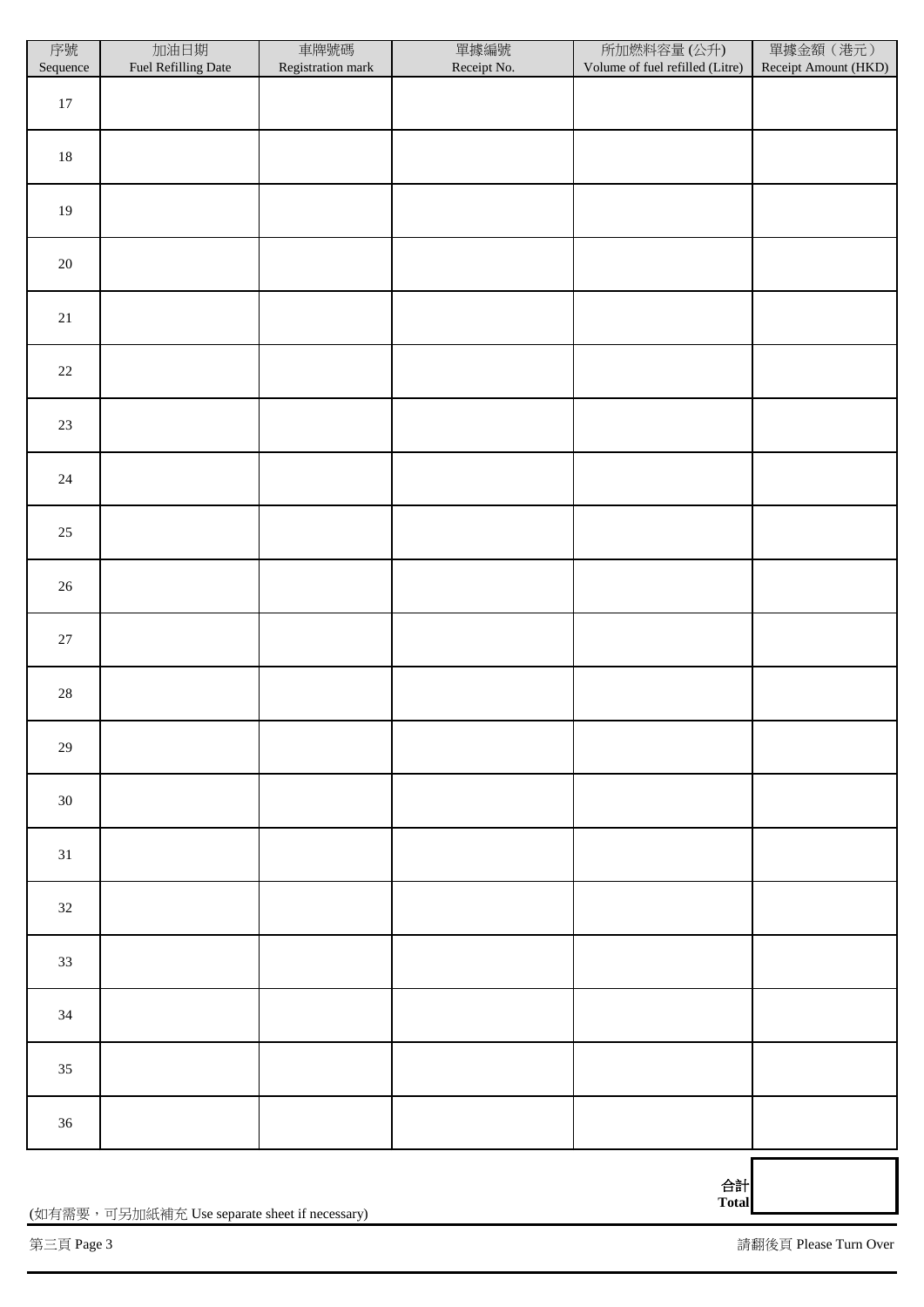| 序號 Sequence | 加油日期 Fuel Refilling Date | 車牌號碼 Registration mark | 單據編號 Receipt No. | 所加燃料容量 (公升) Volume of fuel refilled (Litre) | 單據金額（港元） Receipt Amount (HKD) |
|---|---|---|---|---|---|
| 17 | | | | | |
| 18 | | | | | |
| 19 | | | | | |
| 20 | | | | | |
| 21 | | | | | |
| 22 | | | | | |
| 23 | | | | | |
| 24 | | | | | |
| 25 | | | | | |
| 26 | | | | | |
| 27 | | | | | |
| 28 | | | | | |
| 29 | | | | | |
| 30 | | | | | |
| 31 | | | | | |
| 32 | | | | | |
| 33 | | | | | |
| 34 | | | | | |
| 35 | | | | | |
| 36 | | | | | |
| | | | | 合計 **Total** | |

(如有需要，可另加紙補充 Use separate sheet if necessary)

請翻後頁 Please Turn Over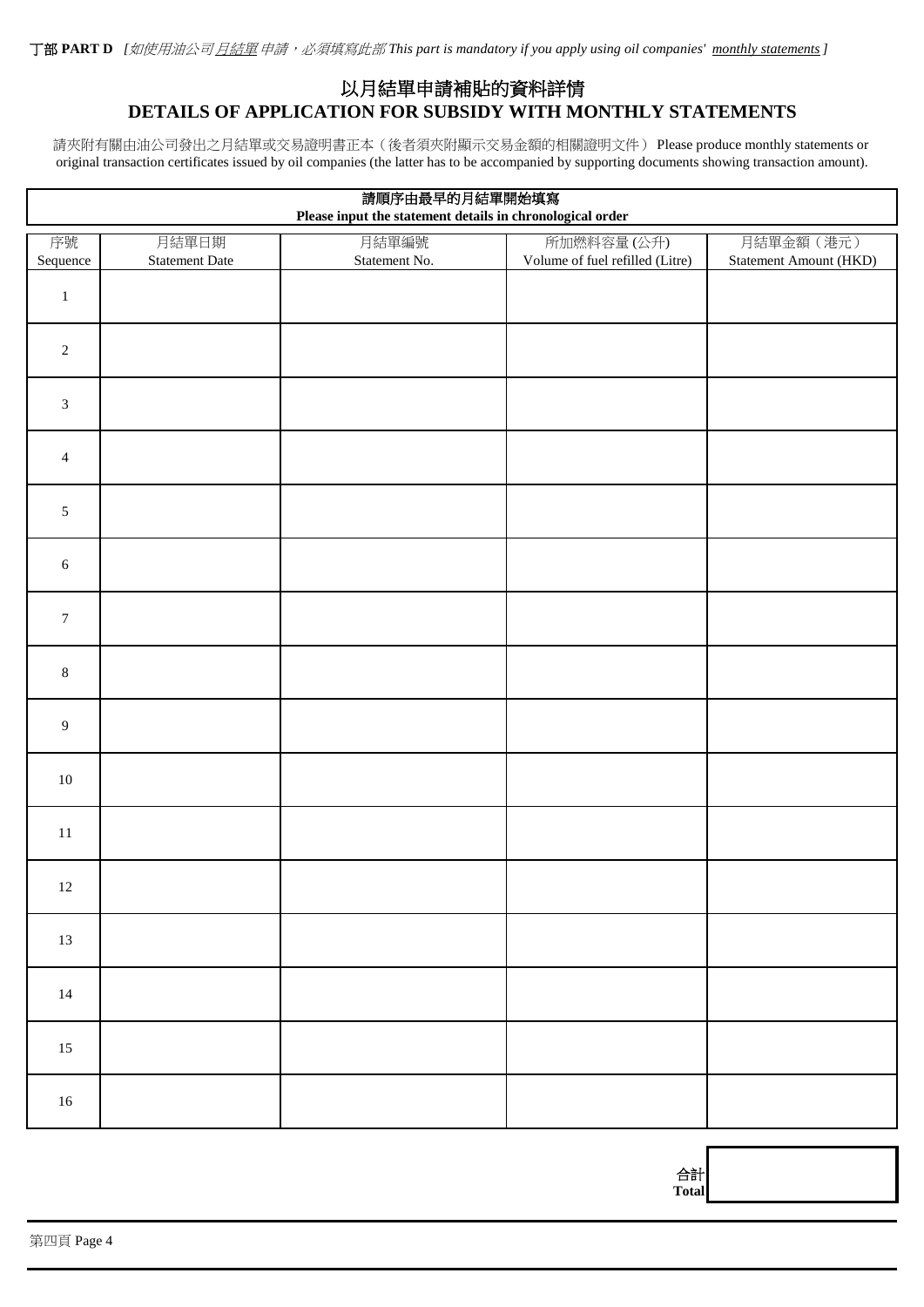丁部 **PART D** *[如使用油公司月結單申請，必須填寫此部 This part is mandatory if you apply using oil companies' monthly statements]*

## 以月結單申請補貼的資料詳情
## DETAILS OF APPLICATION FOR SUBSIDY WITH MONTHLY STATEMENTS

請夾附有關由油公司發出之月結單或交易證明書正本（後者須夾附顯示交易金額的相關證明文件） Please produce monthly statements or original transaction certificates issued by oil companies (the latter has to be accompanied by supporting documents showing transaction amount).

**請順序由最早的月結單開始填寫**
**Please input the statement details in chronological order**

| 序號 Sequence | 月結單日期 Statement Date | 月結單編號 Statement No. | 所加燃料容量 (公升) Volume of fuel refilled (Litre) | 月結單金額（港元） Statement Amount (HKD) |
|---|---|---|---|---|
| 1 | | | | |
| 2 | | | | |
| 3 | | | | |
| 4 | | | | |
| 5 | | | | |
| 6 | | | | |
| 7 | | | | |
| 8 | | | | |
| 9 | | | | |
| 10 | | | | |
| 11 | | | | |
| 12 | | | | |
| 13 | | | | |
| 14 | | | | |
| 15 | | | | |
| 16 | | | | |

合計 **Total** ______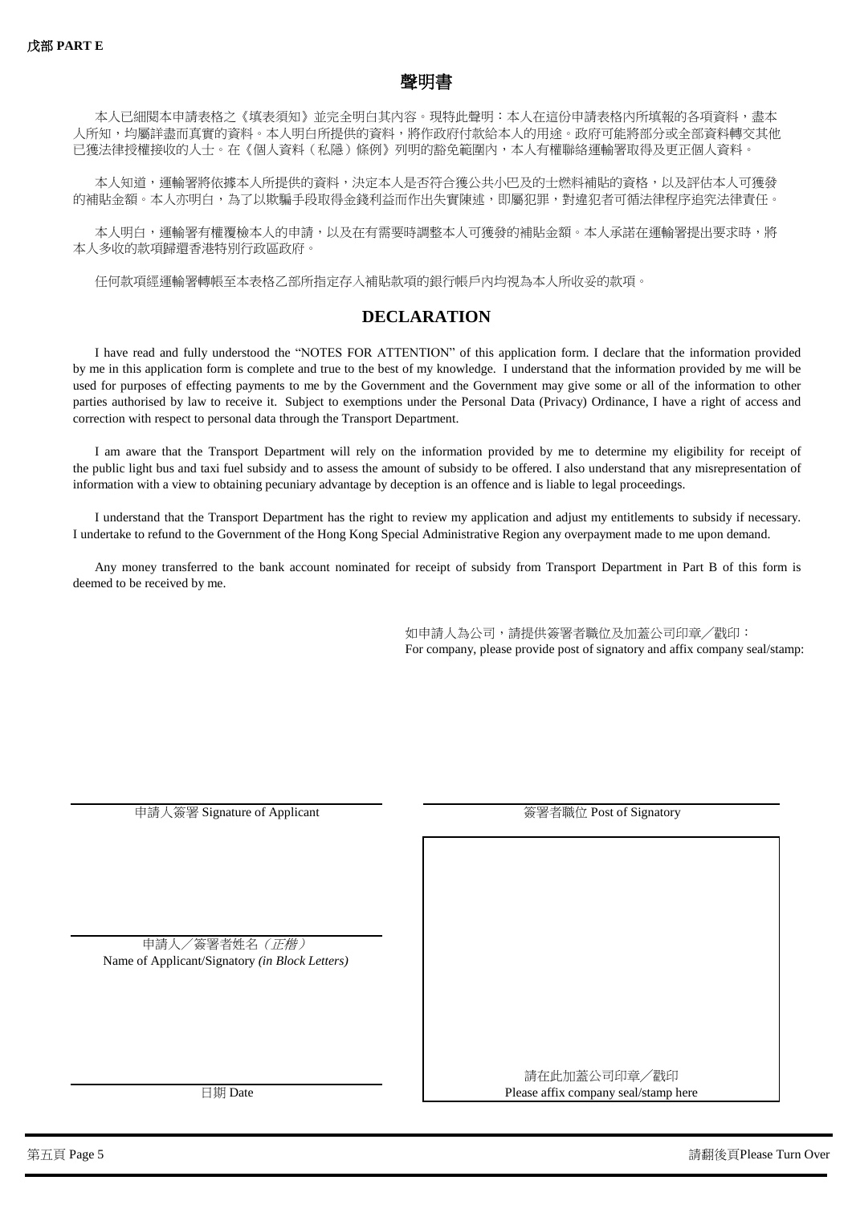**戊部 PART E**

# 聲明書

本人已細閱本申請表格之《填表須知》並完全明白其內容。現特此聲明：本人在這份申請表格內所填報的各項資料，盡本人所知，均屬詳盡而真實的資料。本人明白所提供的資料，將作政府付款給本人的用途。政府可能將部分或全部資料轉交其他已獲法律授權接收的人士。在《個人資料（私隱）條例》列明的豁免範圍內，本人有權聯絡運輸署取得及更正個人資料。

本人知道，運輸署將依據本人所提供的資料，決定本人是否符合獲公共小巴及的士燃料補貼的資格，以及評估本人可獲發的補貼金額。本人亦明白，為了以欺騙手段取得金錢利益而作出失實陳述，即屬犯罪，對違犯者可循法律程序追究法律責任。

本人明白，運輸署有權覆檢本人的申請，以及在有需要時調整本人可獲發的補貼金額。本人承諾在運輸署提出要求時，將本人多收的款項歸還香港特別行政區政府。

任何款項經運輸署轉帳至本表格乙部所指定存入補貼款項的銀行帳戶內均視為本人所收妥的款項。

# DECLARATION

I have read and fully understood the "NOTES FOR ATTENTION" of this application form. I declare that the information provided by me in this application form is complete and true to the best of my knowledge. I understand that the information provided by me will be used for purposes of effecting payments to me by the Government and the Government may give some or all of the information to other parties authorised by law to receive it. Subject to exemptions under the Personal Data (Privacy) Ordinance, I have a right of access and correction with respect to personal data through the Transport Department.

I am aware that the Transport Department will rely on the information provided by me to determine my eligibility for receipt of the public light bus and taxi fuel subsidy and to assess the amount of subsidy to be offered. I also understand that any misrepresentation of information with a view to obtaining pecuniary advantage by deception is an offence and is liable to legal proceedings.

I understand that the Transport Department has the right to review my application and adjust my entitlements to subsidy if necessary. I undertake to refund to the Government of the Hong Kong Special Administrative Region any overpayment made to me upon demand.

Any money transferred to the bank account nominated for receipt of subsidy from Transport Department in Part B of this form is deemed to be received by me.

如申請人為公司，請提供簽署者職位及加蓋公司印章／戳印：
For company, please provide post of signatory and affix company seal/stamp:

申請人簽署 Signature of Applicant

簽署者職位 Post of Signatory

申請人／簽署者姓名*（正楷）*
Name of Applicant/Signatory *(in Block Letters)*

日期 Date

請在此加蓋公司印章／戳印
Please affix company seal/stamp here

請翻後頁Please Turn Over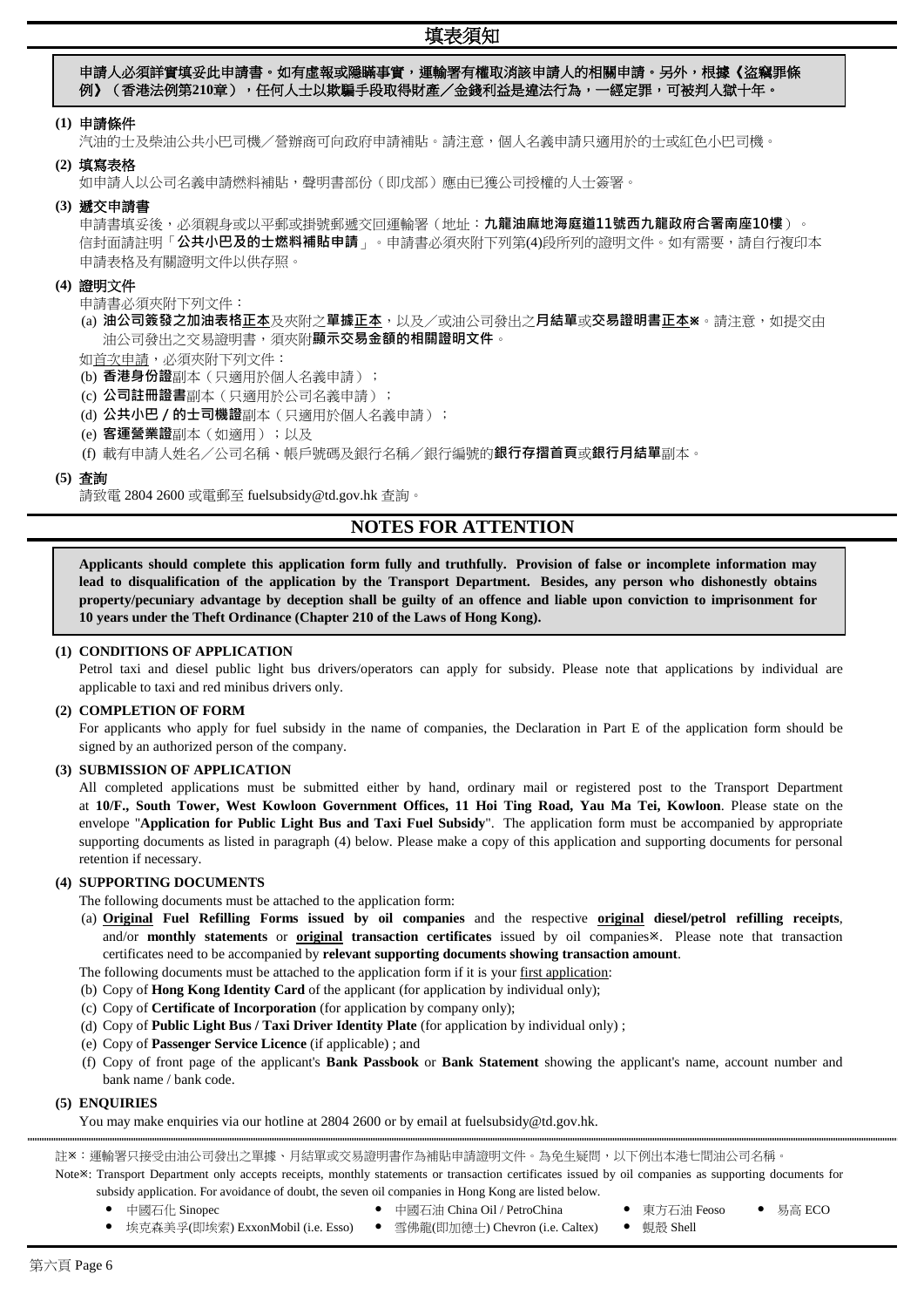# 填表須知

**申請人必須詳實填妥此申請書。如有虛報或隱瞞事實，運輸署有權取消該申請人的相關申請。另外，根據《盜竊罪條例》（香港法例第210章），任何人士以欺騙手段取得財產／金錢利益是違法行為，一經定罪，可被判入獄十年。**

**(1) 申請條件**

汽油的士及柴油公共小巴司機／營辦商可向政府申請補貼。請注意，個人名義申請只適用於的士或紅色小巴司機。

**(2) 填寫表格**

如申請人以公司名義申請燃料補貼，聲明書部份（即戊部）應由已獲公司授權的人士簽署。

**(3) 遞交申請書**

申請書填妥後，必須親身或以平郵或掛號郵遞交回運輸署（地址：**九龍油麻地海庭道11號西九龍政府合署南座10樓**）。信封面請註明「**公共小巴及的士燃料補貼申請**」。申請書必須夾附下列第(4)段所列的證明文件。如有需要，請自行複印本申請表格及有關證明文件以供存照。

**(4) 證明文件**

申請書必須夾附下列文件：

(a) **油公司簽發之加油表格**<u>正本</u>及夾附之**單據**<u>正本</u>，以及／或油公司發出之**月結單**或**交易證明書**<u>正本</u>※。請注意，如提交由油公司發出之交易證明書，須夾附**顯示交易金額的相關證明文件**。

如<u>首次申請</u>，必須夾附下列文件：

(b) **香港身份證**副本（只適用於個人名義申請）；

(c) **公司註冊證書**副本（只適用於公司名義申請）；

(d) **公共小巴／的士司機證**副本（只適用於個人名義申請）；

(e) **客運營業證**副本（如適用）；以及

(f) 載有申請人姓名／公司名稱、帳戶號碼及銀行名稱／銀行編號的**銀行存摺首頁**或**銀行月結單**副本。

**(5) 查詢**

請致電 2804 2600 或電郵至 fuelsubsidy@td.gov.hk 查詢。

# NOTES FOR ATTENTION

**Applicants should complete this application form fully and truthfully. Provision of false or incomplete information may lead to disqualification of the application by the Transport Department. Besides, any person who dishonestly obtains property/pecuniary advantage by deception shall be guilty of an offence and liable upon conviction to imprisonment for 10 years under the Theft Ordinance (Chapter 210 of the Laws of Hong Kong).**

**(1) CONDITIONS OF APPLICATION**

Petrol taxi and diesel public light bus drivers/operators can apply for subsidy. Please note that applications by individual are applicable to taxi and red minibus drivers only.

**(2) COMPLETION OF FORM**

For applicants who apply for fuel subsidy in the name of companies, the Declaration in Part E of the application form should be signed by an authorized person of the company.

**(3) SUBMISSION OF APPLICATION**

All completed applications must be submitted either by hand, ordinary mail or registered post to the Transport Department at **10/F., South Tower, West Kowloon Government Offices, 11 Hoi Ting Road, Yau Ma Tei, Kowloon**. Please state on the envelope "**Application for Public Light Bus and Taxi Fuel Subsidy**". The application form must be accompanied by appropriate supporting documents as listed in paragraph (4) below. Please make a copy of this application and supporting documents for personal retention if necessary.

**(4) SUPPORTING DOCUMENTS**

The following documents must be attached to the application form:

(a) **<u>Original</u> Fuel Refilling Forms issued by oil companies** and the respective **<u>original</u> diesel/petrol refilling receipts**, and/or **monthly statements** or **<u>original</u> transaction certificates** issued by oil companies※. Please note that transaction certificates need to be accompanied by **relevant supporting documents showing transaction amount**.

The following documents must be attached to the application form if it is your <u>first application</u>:

(b) Copy of **Hong Kong Identity Card** of the applicant (for application by individual only);

(c) Copy of **Certificate of Incorporation** (for application by company only);

(d) Copy of **Public Light Bus / Taxi Driver Identity Plate** (for application by individual only) ;

(e) Copy of **Passenger Service Licence** (if applicable) ; and

(f) Copy of front page of the applicant's **Bank Passbook** or **Bank Statement** showing the applicant's name, account number and bank name / bank code.

**(5) ENQUIRIES**

You may make enquiries via our hotline at 2804 2600 or by email at fuelsubsidy@td.gov.hk.

---

註※：運輸署只接受由油公司發出之單據、月結單或交易證明書作為補貼申請證明文件。為免生疑問，以下例出本港七間油公司名稱。

Note※: Transport Department only accepts receipts, monthly statements or transaction certificates issued by oil companies as supporting documents for subsidy application. For avoidance of doubt, the seven oil companies in Hong Kong are listed below.

- 中國石化 Sinopec
- 中國石油 China Oil / PetroChina
- 東方石油 Feoso
- 易高 ECO
- 埃克森美孚(即埃索) ExxonMobil (i.e. Esso)
- 雪佛龍(即加德士) Chevron (i.e. Caltex)
- 蜆殼 Shell